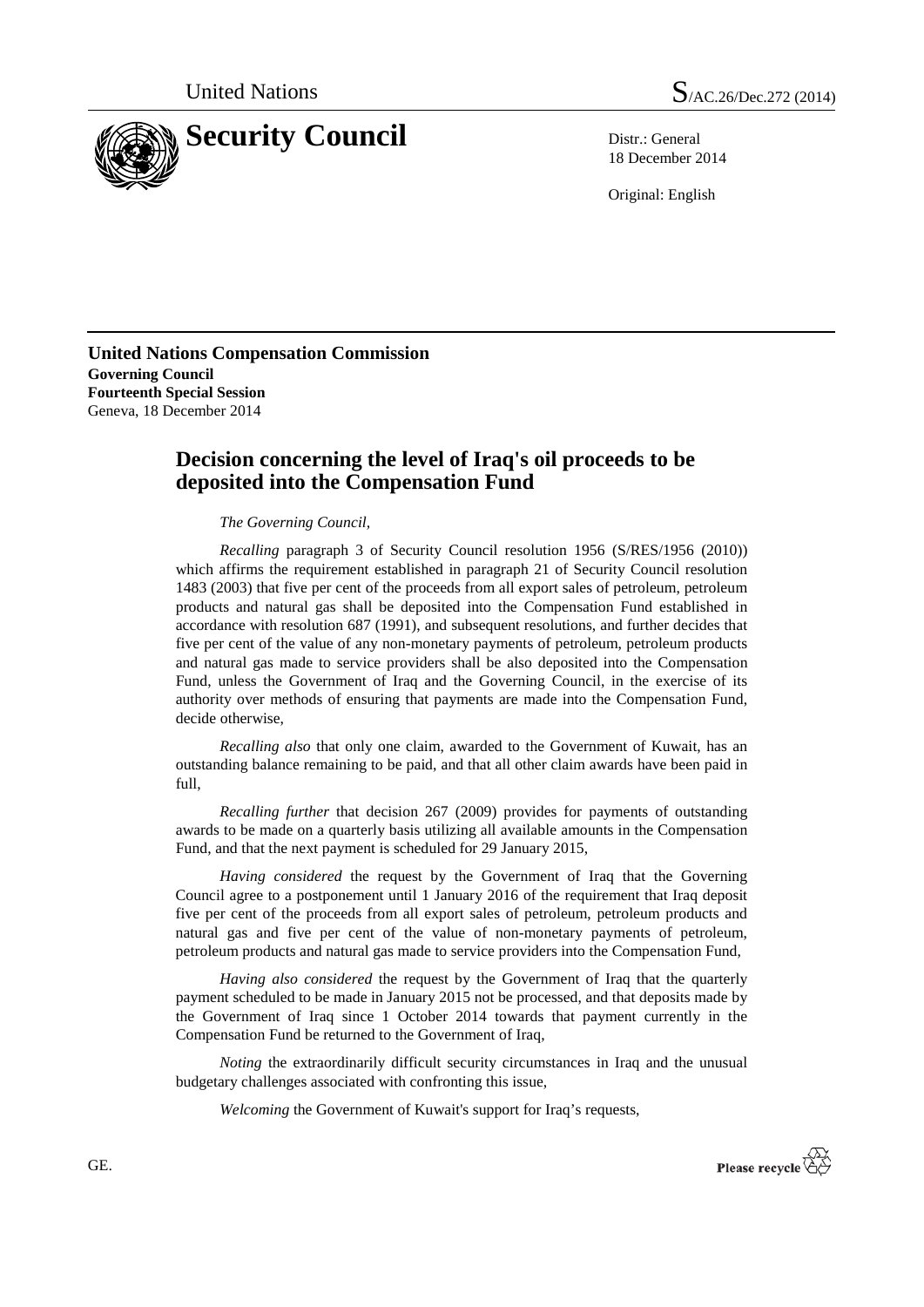United Nations

# Security Council

S/AC.26/Dec.272 (2014)

Distr.: General
18 December 2014

Original: English

**United Nations Compensation Commission**
**Governing Council**
**Fourteenth Special Session**
Geneva, 18 December 2014

## Decision concerning the level of Iraq's oil proceeds to be deposited into the Compensation Fund

*The Governing Council,*

*Recalling* paragraph 3 of Security Council resolution 1956 (S/RES/1956 (2010)) which affirms the requirement established in paragraph 21 of Security Council resolution 1483 (2003) that five per cent of the proceeds from all export sales of petroleum, petroleum products and natural gas shall be deposited into the Compensation Fund established in accordance with resolution 687 (1991), and subsequent resolutions, and further decides that five per cent of the value of any non-monetary payments of petroleum, petroleum products and natural gas made to service providers shall be also deposited into the Compensation Fund, unless the Government of Iraq and the Governing Council, in the exercise of its authority over methods of ensuring that payments are made into the Compensation Fund, decide otherwise,

*Recalling also* that only one claim, awarded to the Government of Kuwait, has an outstanding balance remaining to be paid, and that all other claim awards have been paid in full,

*Recalling further* that decision 267 (2009) provides for payments of outstanding awards to be made on a quarterly basis utilizing all available amounts in the Compensation Fund, and that the next payment is scheduled for 29 January 2015,

*Having considered* the request by the Government of Iraq that the Governing Council agree to a postponement until 1 January 2016 of the requirement that Iraq deposit five per cent of the proceeds from all export sales of petroleum, petroleum products and natural gas and five per cent of the value of non-monetary payments of petroleum, petroleum products and natural gas made to service providers into the Compensation Fund,

*Having also considered* the request by the Government of Iraq that the quarterly payment scheduled to be made in January 2015 not be processed, and that deposits made by the Government of Iraq since 1 October 2014 towards that payment currently in the Compensation Fund be returned to the Government of Iraq,

*Noting* the extraordinarily difficult security circumstances in Iraq and the unusual budgetary challenges associated with confronting this issue,

*Welcoming* the Government of Kuwait's support for Iraq's requests,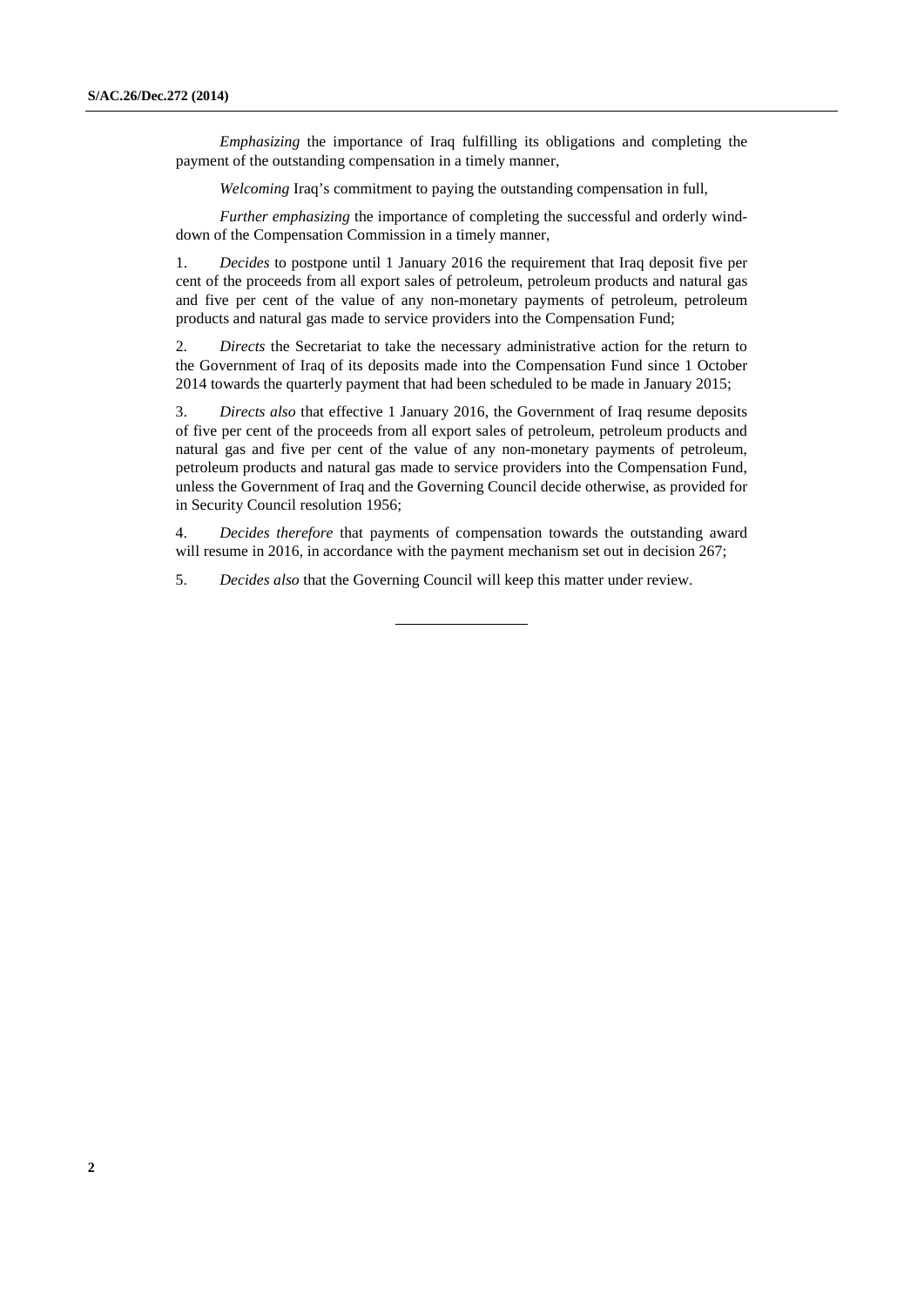*Emphasizing* the importance of Iraq fulfilling its obligations and completing the payment of the outstanding compensation in a timely manner,

*Welcoming* Iraq's commitment to paying the outstanding compensation in full,

*Further emphasizing* the importance of completing the successful and orderly wind-down of the Compensation Commission in a timely manner,

1. *Decides* to postpone until 1 January 2016 the requirement that Iraq deposit five per cent of the proceeds from all export sales of petroleum, petroleum products and natural gas and five per cent of the value of any non-monetary payments of petroleum, petroleum products and natural gas made to service providers into the Compensation Fund;

2. *Directs* the Secretariat to take the necessary administrative action for the return to the Government of Iraq of its deposits made into the Compensation Fund since 1 October 2014 towards the quarterly payment that had been scheduled to be made in January 2015;

3. *Directs also* that effective 1 January 2016, the Government of Iraq resume deposits of five per cent of the proceeds from all export sales of petroleum, petroleum products and natural gas and five per cent of the value of any non-monetary payments of petroleum, petroleum products and natural gas made to service providers into the Compensation Fund, unless the Government of Iraq and the Governing Council decide otherwise, as provided for in Security Council resolution 1956;

4. *Decides therefore* that payments of compensation towards the outstanding award will resume in 2016, in accordance with the payment mechanism set out in decision 267;

5. *Decides also* that the Governing Council will keep this matter under review.